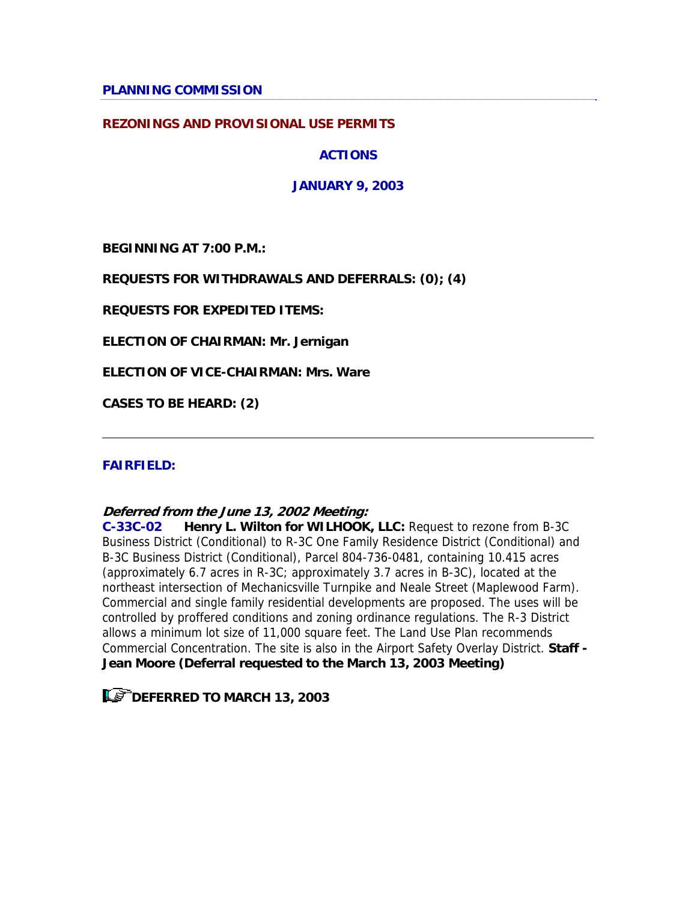**PLANNING COMMISSION**

**REZONINGS AND PROVISIONAL USE PERMITS**

**ACTIONS**

**JANUARY 9, 2003**

**BEGINNING AT 7:00 P.M.:**

**REQUESTS FOR WITHDRAWALS AND DEFERRALS: (0); (4)**

**REQUESTS FOR EXPEDITED ITEMS:**

**ELECTION OF CHAIRMAN: Mr. Jernigan**

**ELECTION OF VICE-CHAIRMAN: Mrs. Ware**

**CASES TO BE HEARD: (2)**

---

**FAIRFIELD:**

***Deferred from the June 13, 2002 Meeting:***

**C-33C-02** **Henry L. Wilton for WILHOOK, LLC:** Request to rezone from B-3C Business District (Conditional) to R-3C One Family Residence District (Conditional) and B-3C Business District (Conditional), Parcel 804-736-0481, containing 10.415 acres (approximately 6.7 acres in R-3C; approximately 3.7 acres in B-3C), located at the northeast intersection of Mechanicsville Turnpike and Neale Street (Maplewood Farm). Commercial and single family residential developments are proposed. The uses will be controlled by proffered conditions and zoning ordinance regulations. The R-3 District allows a minimum lot size of 11,000 square feet. The Land Use Plan recommends Commercial Concentration. The site is also in the Airport Safety Overlay District. **Staff - Jean Moore (Deferral requested to the March 13, 2003 Meeting)**

**DEFERRED TO MARCH 13, 2003**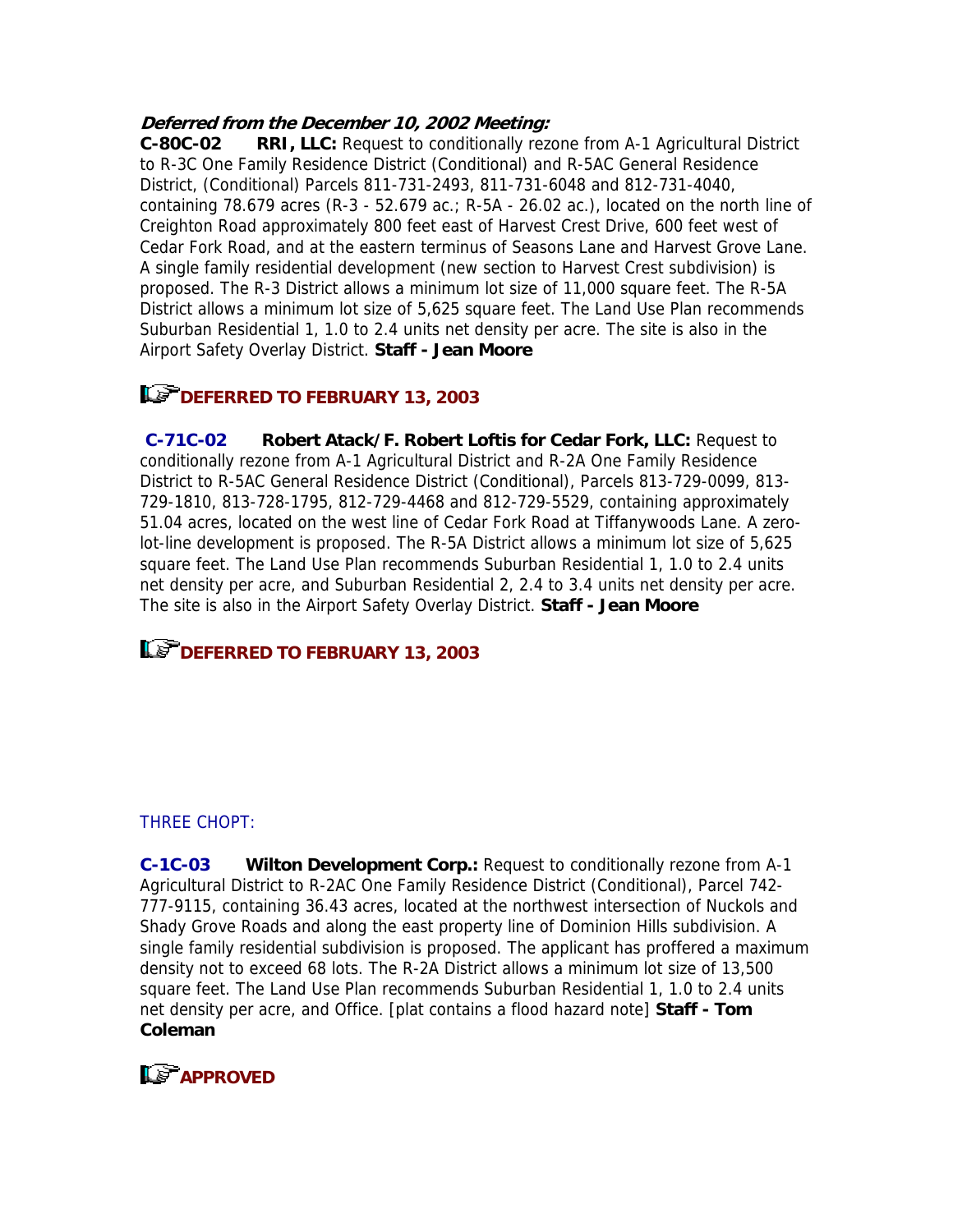***Deferred from the December 10, 2002 Meeting:***

**C-80C-02 RRI, LLC:** Request to conditionally rezone from A-1 Agricultural District to R-3C One Family Residence District (Conditional) and R-5AC General Residence District, (Conditional) Parcels 811-731-2493, 811-731-6048 and 812-731-4040, containing 78.679 acres (R-3 - 52.679 ac.; R-5A - 26.02 ac.), located on the north line of Creighton Road approximately 800 feet east of Harvest Crest Drive, 600 feet west of Cedar Fork Road, and at the eastern terminus of Seasons Lane and Harvest Grove Lane. A single family residential development (new section to Harvest Crest subdivision) is proposed. The R-3 District allows a minimum lot size of 11,000 square feet. The R-5A District allows a minimum lot size of 5,625 square feet. The Land Use Plan recommends Suburban Residential 1, 1.0 to 2.4 units net density per acre. The site is also in the Airport Safety Overlay District. **Staff - Jean Moore**

**DEFERRED TO FEBRUARY 13, 2003**

**C-71C-02 Robert Atack/F. Robert Loftis for Cedar Fork, LLC:** Request to conditionally rezone from A-1 Agricultural District and R-2A One Family Residence District to R-5AC General Residence District (Conditional), Parcels 813-729-0099, 813-729-1810, 813-728-1795, 812-729-4468 and 812-729-5529, containing approximately 51.04 acres, located on the west line of Cedar Fork Road at Tiffanywoods Lane. A zero-lot-line development is proposed. The R-5A District allows a minimum lot size of 5,625 square feet. The Land Use Plan recommends Suburban Residential 1, 1.0 to 2.4 units net density per acre, and Suburban Residential 2, 2.4 to 3.4 units net density per acre. The site is also in the Airport Safety Overlay District. **Staff - Jean Moore**

**DEFERRED TO FEBRUARY 13, 2003**

THREE CHOPT:

**C-1C-03 Wilton Development Corp.:** Request to conditionally rezone from A-1 Agricultural District to R-2AC One Family Residence District (Conditional), Parcel 742-777-9115, containing 36.43 acres, located at the northwest intersection of Nuckols and Shady Grove Roads and along the east property line of Dominion Hills subdivision. A single family residential subdivision is proposed. The applicant has proffered a maximum density not to exceed 68 lots. The R-2A District allows a minimum lot size of 13,500 square feet. The Land Use Plan recommends Suburban Residential 1, 1.0 to 2.4 units net density per acre, and Office. [plat contains a flood hazard note] **Staff - Tom Coleman**

**APPROVED**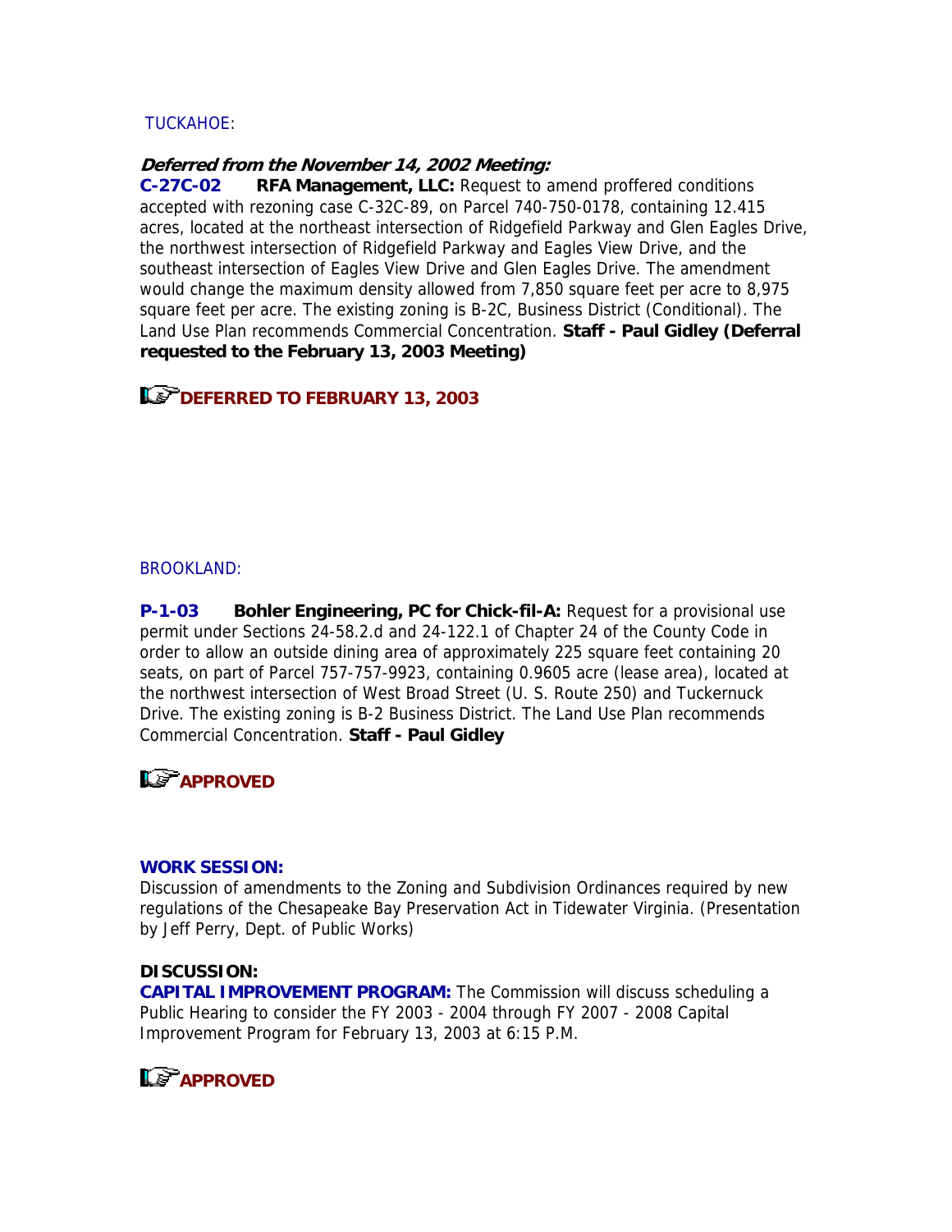TUCKAHOE:

***Deferred from the November 14, 2002 Meeting:***

**C-27C-02** **RFA Management, LLC:** Request to amend proffered conditions accepted with rezoning case C-32C-89, on Parcel 740-750-0178, containing 12.415 acres, located at the northeast intersection of Ridgefield Parkway and Glen Eagles Drive, the northwest intersection of Ridgefield Parkway and Eagles View Drive, and the southeast intersection of Eagles View Drive and Glen Eagles Drive. The amendment would change the maximum density allowed from 7,850 square feet per acre to 8,975 square feet per acre. The existing zoning is B-2C, Business District (Conditional). The Land Use Plan recommends Commercial Concentration. **Staff - Paul Gidley (Deferral requested to the February 13, 2003 Meeting)**

**DEFERRED TO FEBRUARY 13, 2003**

BROOKLAND:

**P-1-03** **Bohler Engineering, PC for Chick-fil-A:** Request for a provisional use permit under Sections 24-58.2.d and 24-122.1 of Chapter 24 of the County Code in order to allow an outside dining area of approximately 225 square feet containing 20 seats, on part of Parcel 757-757-9923, containing 0.9605 acre (lease area), located at the northwest intersection of West Broad Street (U. S. Route 250) and Tuckernuck Drive. The existing zoning is B-2 Business District. The Land Use Plan recommends Commercial Concentration. **Staff - Paul Gidley**

**APPROVED**

**WORK SESSION:**
Discussion of amendments to the Zoning and Subdivision Ordinances required by new regulations of the Chesapeake Bay Preservation Act in Tidewater Virginia. (Presentation by Jeff Perry, Dept. of Public Works)

**DISCUSSION:**
**CAPITAL IMPROVEMENT PROGRAM:** The Commission will discuss scheduling a Public Hearing to consider the FY 2003 - 2004 through FY 2007 - 2008 Capital Improvement Program for February 13, 2003 at 6:15 P.M.

**APPROVED**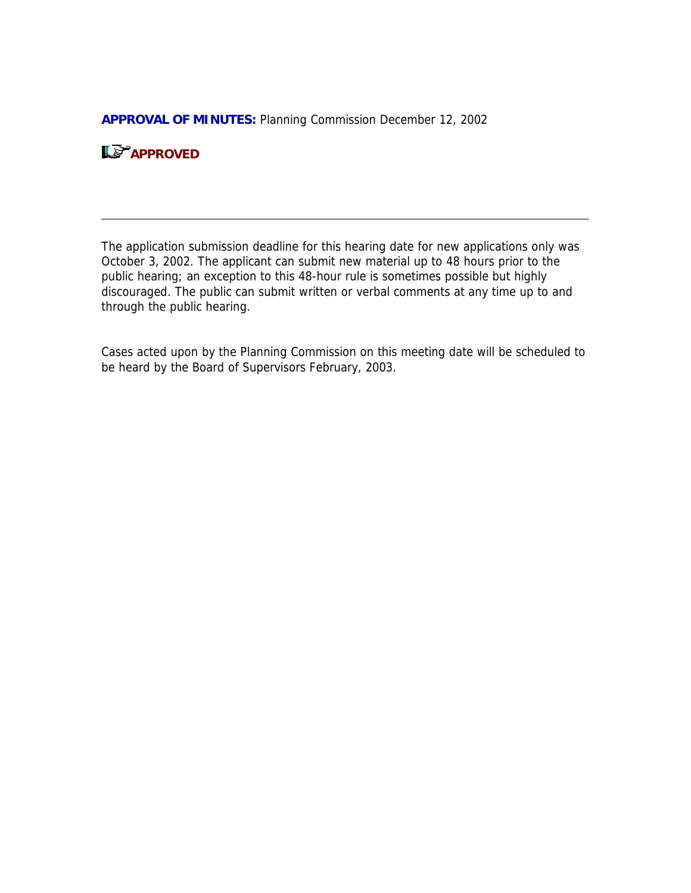**APPROVAL OF MINUTES:** Planning Commission December 12, 2002

**APPROVED**

---

The application submission deadline for this hearing date for new applications only was October 3, 2002. The applicant can submit new material up to 48 hours prior to the public hearing; an exception to this 48-hour rule is sometimes possible but highly discouraged. The public can submit written or verbal comments at any time up to and through the public hearing.

Cases acted upon by the Planning Commission on this meeting date will be scheduled to be heard by the Board of Supervisors February, 2003.